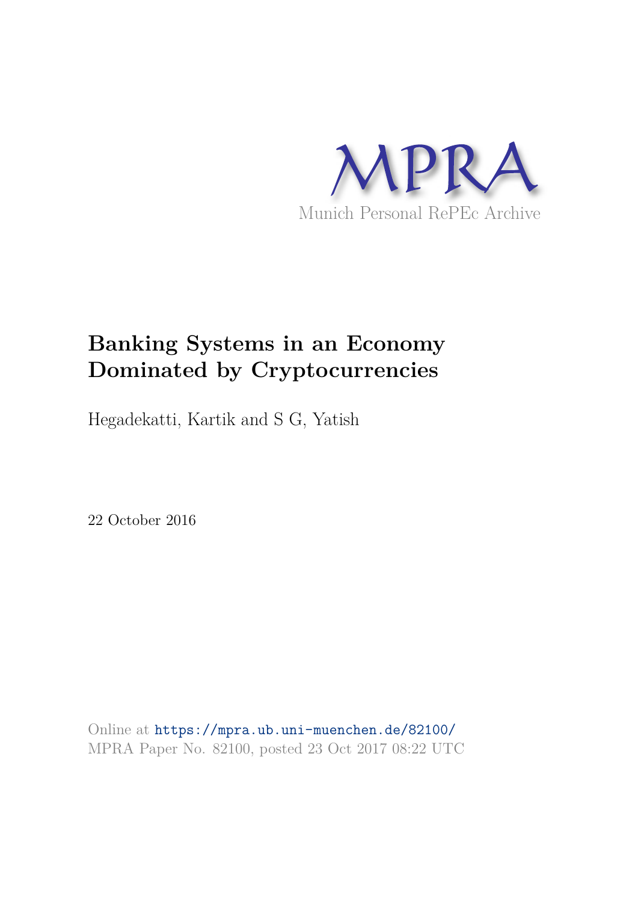MPRA

Munich Personal RePEc Archive

# Banking Systems in an Economy Dominated by Cryptocurrencies

Hegadekatti, Kartik and S G, Yatish

22 October 2016

Online at https://mpra.ub.uni-muenchen.de/82100/
MPRA Paper No. 82100, posted 23 Oct 2017 08:22 UTC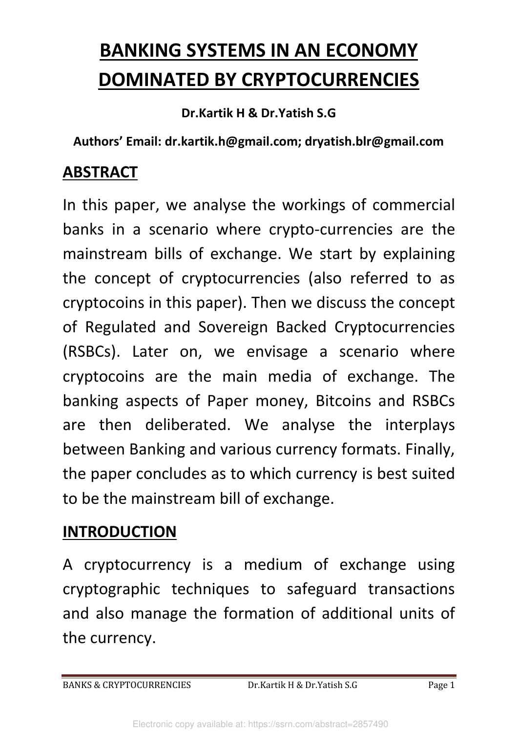# BANKING SYSTEMS IN AN ECONOMY DOMINATED BY CRYPTOCURRENCIES

**Dr.Kartik H & Dr.Yatish S.G**

**Authors' Email: dr.kartik.h@gmail.com; dryatish.blr@gmail.com**

## ABSTRACT

In this paper, we analyse the workings of commercial banks in a scenario where crypto-currencies are the mainstream bills of exchange. We start by explaining the concept of cryptocurrencies (also referred to as cryptocoins in this paper). Then we discuss the concept of Regulated and Sovereign Backed Cryptocurrencies (RSBCs). Later on, we envisage a scenario where cryptocoins are the main media of exchange. The banking aspects of Paper money, Bitcoins and RSBCs are then deliberated. We analyse the interplays between Banking and various currency formats. Finally, the paper concludes as to which currency is best suited to be the mainstream bill of exchange.

## INTRODUCTION

A cryptocurrency is a medium of exchange using cryptographic techniques to safeguard transactions and also manage the formation of additional units of the currency.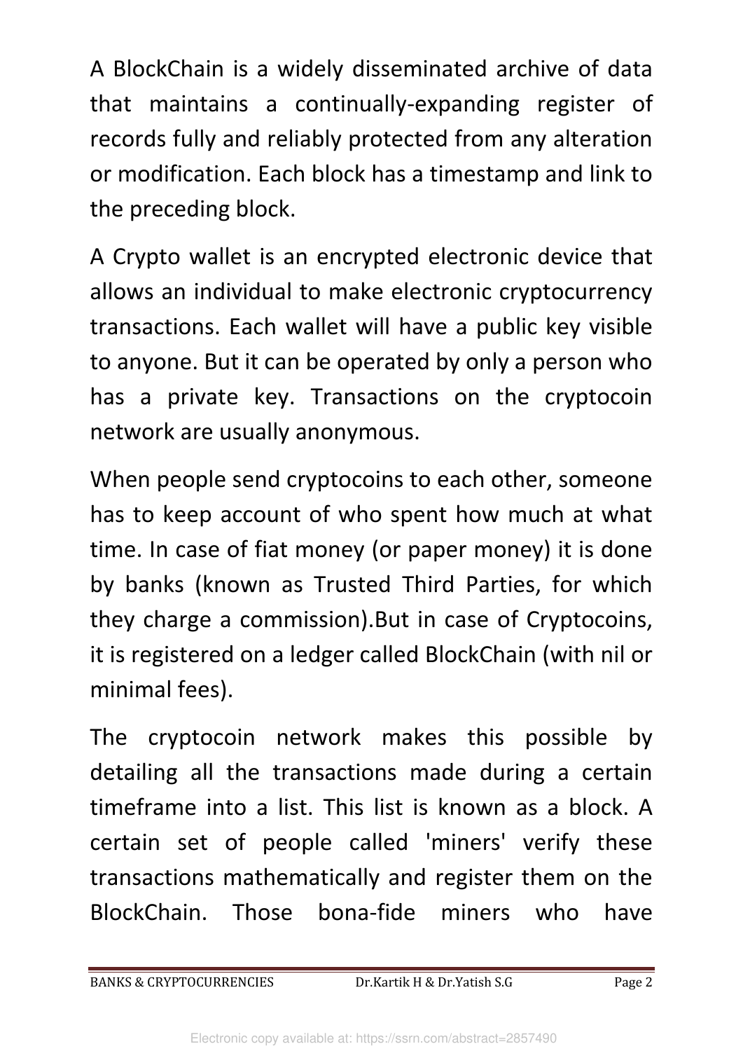A BlockChain is a widely disseminated archive of data that maintains a continually-expanding register of records fully and reliably protected from any alteration or modification. Each block has a timestamp and link to the preceding block.

A Crypto wallet is an encrypted electronic device that allows an individual to make electronic cryptocurrency transactions. Each wallet will have a public key visible to anyone. But it can be operated by only a person who has a private key. Transactions on the cryptocoin network are usually anonymous.

When people send cryptocoins to each other, someone has to keep account of who spent how much at what time. In case of fiat money (or paper money) it is done by banks (known as Trusted Third Parties, for which they charge a commission).But in case of Cryptocoins, it is registered on a ledger called BlockChain (with nil or minimal fees).

The cryptocoin network makes this possible by detailing all the transactions made during a certain timeframe into a list. This list is known as a block. A certain set of people called 'miners' verify these transactions mathematically and register them on the BlockChain. Those bona-fide miners who have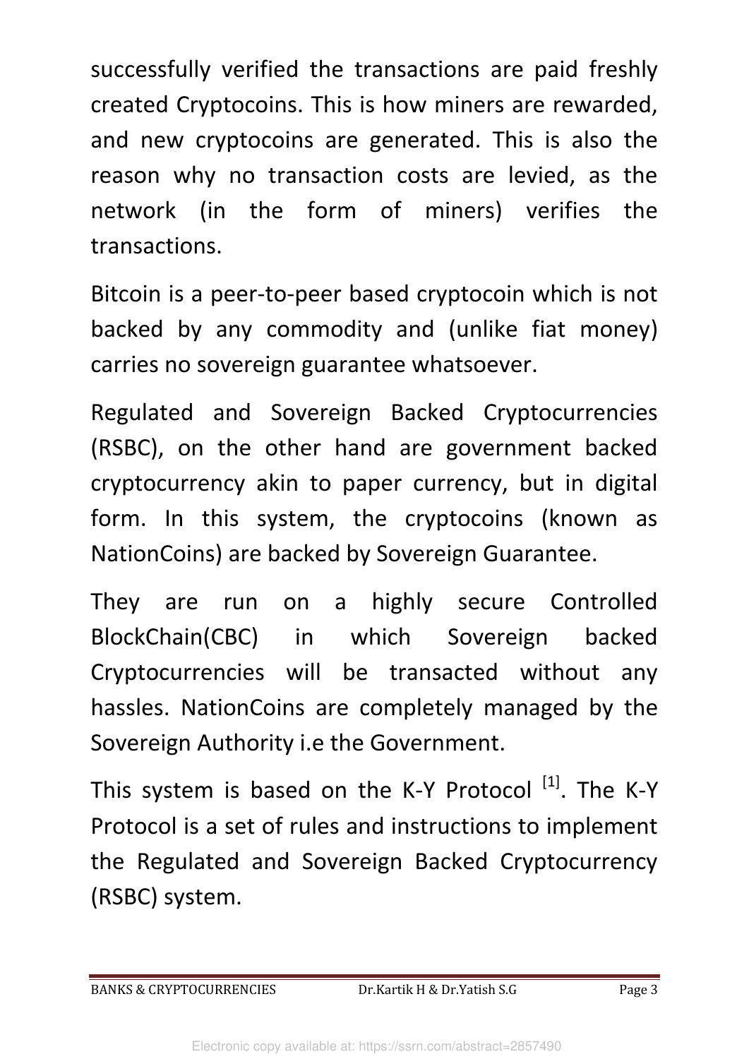successfully verified the transactions are paid freshly created Cryptocoins. This is how miners are rewarded, and new cryptocoins are generated. This is also the reason why no transaction costs are levied, as the network (in the form of miners) verifies the transactions.

Bitcoin is a peer-to-peer based cryptocoin which is not backed by any commodity and (unlike fiat money) carries no sovereign guarantee whatsoever.

Regulated and Sovereign Backed Cryptocurrencies (RSBC), on the other hand are government backed cryptocurrency akin to paper currency, but in digital form. In this system, the cryptocoins (known as NationCoins) are backed by Sovereign Guarantee.

They are run on a highly secure Controlled BlockChain(CBC) in which Sovereign backed Cryptocurrencies will be transacted without any hassles. NationCoins are completely managed by the Sovereign Authority i.e the Government.

This system is based on the K-Y Protocol [1]. The K-Y Protocol is a set of rules and instructions to implement the Regulated and Sovereign Backed Cryptocurrency (RSBC) system.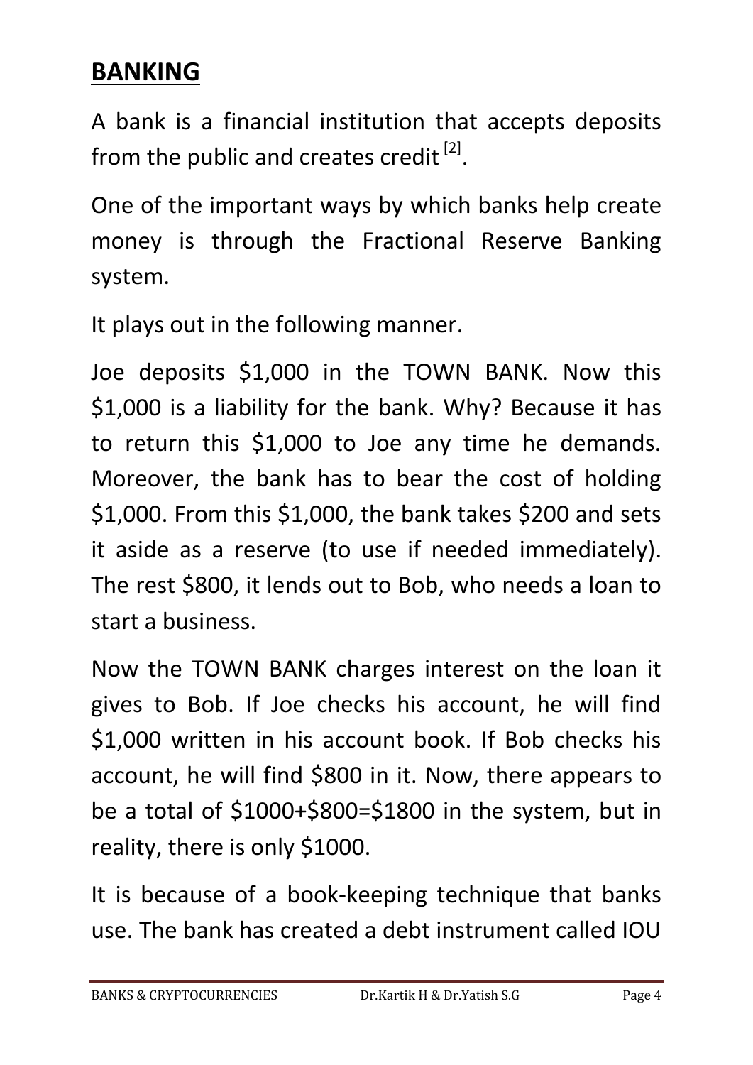## BANKING

A bank is a financial institution that accepts deposits from the public and creates credit [2].

One of the important ways by which banks help create money is through the Fractional Reserve Banking system.

It plays out in the following manner.

Joe deposits $1,000 in the TOWN BANK. Now this $1,000 is a liability for the bank. Why? Because it has to return this $1,000 to Joe any time he demands. Moreover, the bank has to bear the cost of holding $1,000. From this $1,000, the bank takes $200 and sets it aside as a reserve (to use if needed immediately). The rest $800, it lends out to Bob, who needs a loan to start a business.

Now the TOWN BANK charges interest on the loan it gives to Bob. If Joe checks his account, he will find $1,000 written in his account book. If Bob checks his account, he will find $800 in it. Now, there appears to be a total of $1000+$800=$1800 in the system, but in reality, there is only $1000.

It is because of a book-keeping technique that banks use. The bank has created a debt instrument called IOU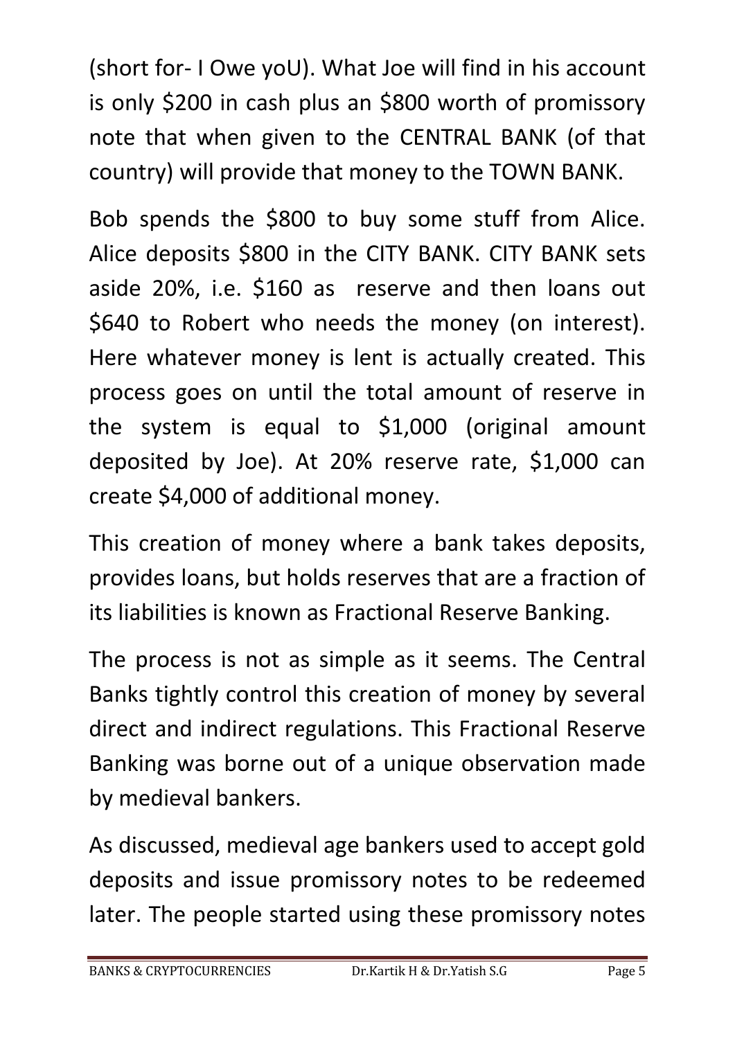(short for- I Owe yoU). What Joe will find in his account is only $200 in cash plus an $800 worth of promissory note that when given to the CENTRAL BANK (of that country) will provide that money to the TOWN BANK.

Bob spends the $800 to buy some stuff from Alice. Alice deposits $800 in the CITY BANK. CITY BANK sets aside 20%, i.e. $160 as reserve and then loans out $640 to Robert who needs the money (on interest). Here whatever money is lent is actually created. This process goes on until the total amount of reserve in the system is equal to $1,000 (original amount deposited by Joe). At 20% reserve rate, $1,000 can create $4,000 of additional money.

This creation of money where a bank takes deposits, provides loans, but holds reserves that are a fraction of its liabilities is known as Fractional Reserve Banking.

The process is not as simple as it seems. The Central Banks tightly control this creation of money by several direct and indirect regulations. This Fractional Reserve Banking was borne out of a unique observation made by medieval bankers.

As discussed, medieval age bankers used to accept gold deposits and issue promissory notes to be redeemed later. The people started using these promissory notes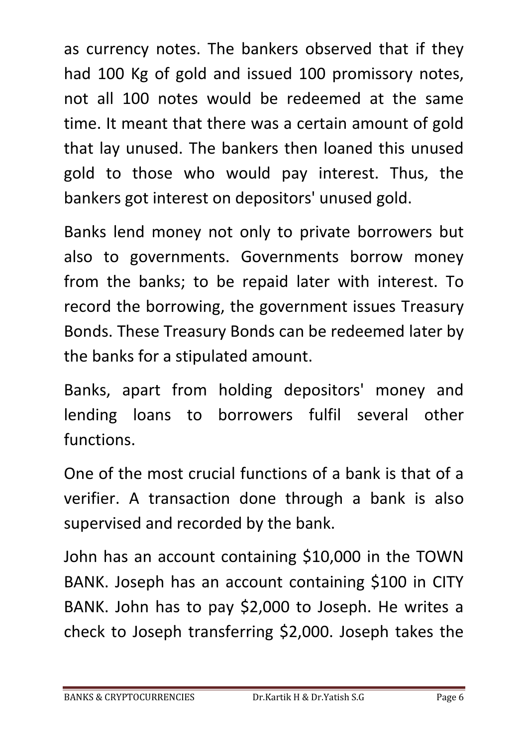as currency notes. The bankers observed that if they had 100 Kg of gold and issued 100 promissory notes, not all 100 notes would be redeemed at the same time. It meant that there was a certain amount of gold that lay unused. The bankers then loaned this unused gold to those who would pay interest. Thus, the bankers got interest on depositors' unused gold.

Banks lend money not only to private borrowers but also to governments. Governments borrow money from the banks; to be repaid later with interest. To record the borrowing, the government issues Treasury Bonds. These Treasury Bonds can be redeemed later by the banks for a stipulated amount.

Banks, apart from holding depositors' money and lending loans to borrowers fulfil several other functions.

One of the most crucial functions of a bank is that of a verifier. A transaction done through a bank is also supervised and recorded by the bank.

John has an account containing $10,000 in the TOWN BANK. Joseph has an account containing $100 in CITY BANK. John has to pay $2,000 to Joseph. He writes a check to Joseph transferring $2,000. Joseph takes the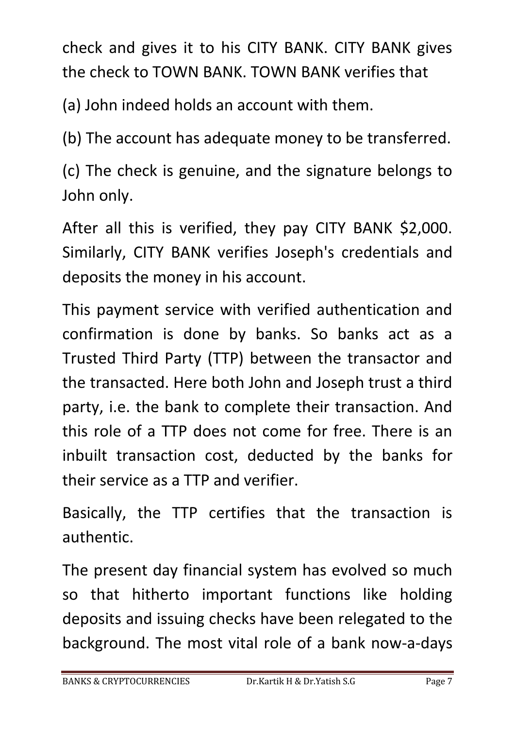check and gives it to his CITY BANK. CITY BANK gives the check to TOWN BANK. TOWN BANK verifies that

(a) John indeed holds an account with them.

(b) The account has adequate money to be transferred.

(c) The check is genuine, and the signature belongs to John only.

After all this is verified, they pay CITY BANK $2,000. Similarly, CITY BANK verifies Joseph's credentials and deposits the money in his account.

This payment service with verified authentication and confirmation is done by banks. So banks act as a Trusted Third Party (TTP) between the transactor and the transacted. Here both John and Joseph trust a third party, i.e. the bank to complete their transaction. And this role of a TTP does not come for free. There is an inbuilt transaction cost, deducted by the banks for their service as a TTP and verifier.

Basically, the TTP certifies that the transaction is authentic.

The present day financial system has evolved so much so that hitherto important functions like holding deposits and issuing checks have been relegated to the background. The most vital role of a bank now-a-days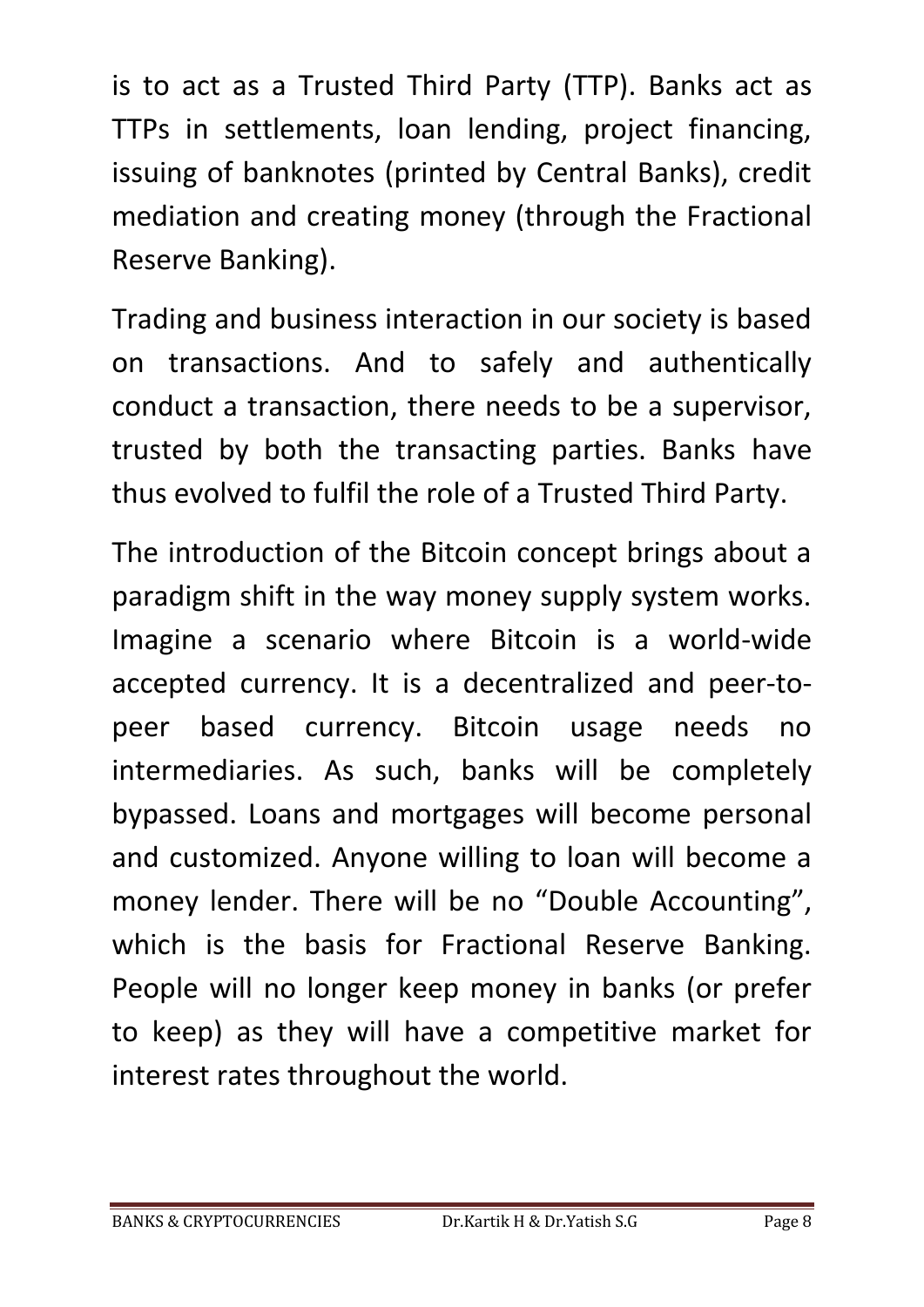is to act as a Trusted Third Party (TTP). Banks act as TTPs in settlements, loan lending, project financing, issuing of banknotes (printed by Central Banks), credit mediation and creating money (through the Fractional Reserve Banking).

Trading and business interaction in our society is based on transactions. And to safely and authentically conduct a transaction, there needs to be a supervisor, trusted by both the transacting parties. Banks have thus evolved to fulfil the role of a Trusted Third Party.

The introduction of the Bitcoin concept brings about a paradigm shift in the way money supply system works. Imagine a scenario where Bitcoin is a world-wide accepted currency. It is a decentralized and peer-to-peer based currency. Bitcoin usage needs no intermediaries. As such, banks will be completely bypassed. Loans and mortgages will become personal and customized. Anyone willing to loan will become a money lender. There will be no "Double Accounting", which is the basis for Fractional Reserve Banking. People will no longer keep money in banks (or prefer to keep) as they will have a competitive market for interest rates throughout the world.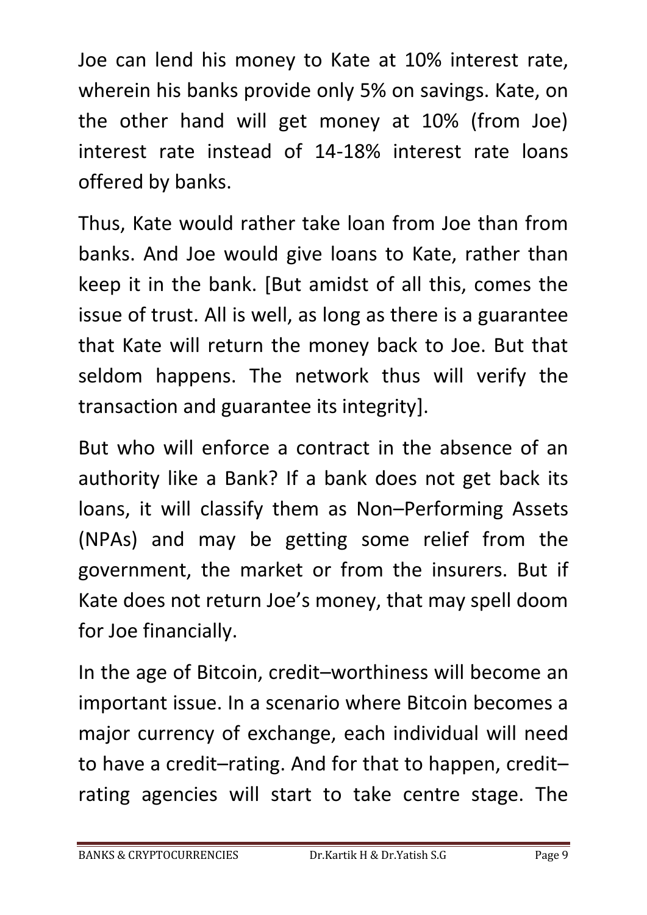Joe can lend his money to Kate at 10% interest rate, wherein his banks provide only 5% on savings. Kate, on the other hand will get money at 10% (from Joe) interest rate instead of 14-18% interest rate loans offered by banks.

Thus, Kate would rather take loan from Joe than from banks. And Joe would give loans to Kate, rather than keep it in the bank. [But amidst of all this, comes the issue of trust. All is well, as long as there is a guarantee that Kate will return the money back to Joe. But that seldom happens. The network thus will verify the transaction and guarantee its integrity].

But who will enforce a contract in the absence of an authority like a Bank? If a bank does not get back its loans, it will classify them as Non–Performing Assets (NPAs) and may be getting some relief from the government, the market or from the insurers. But if Kate does not return Joe's money, that may spell doom for Joe financially.

In the age of Bitcoin, credit–worthiness will become an important issue. In a scenario where Bitcoin becomes a major currency of exchange, each individual will need to have a credit–rating. And for that to happen, credit–rating agencies will start to take centre stage. The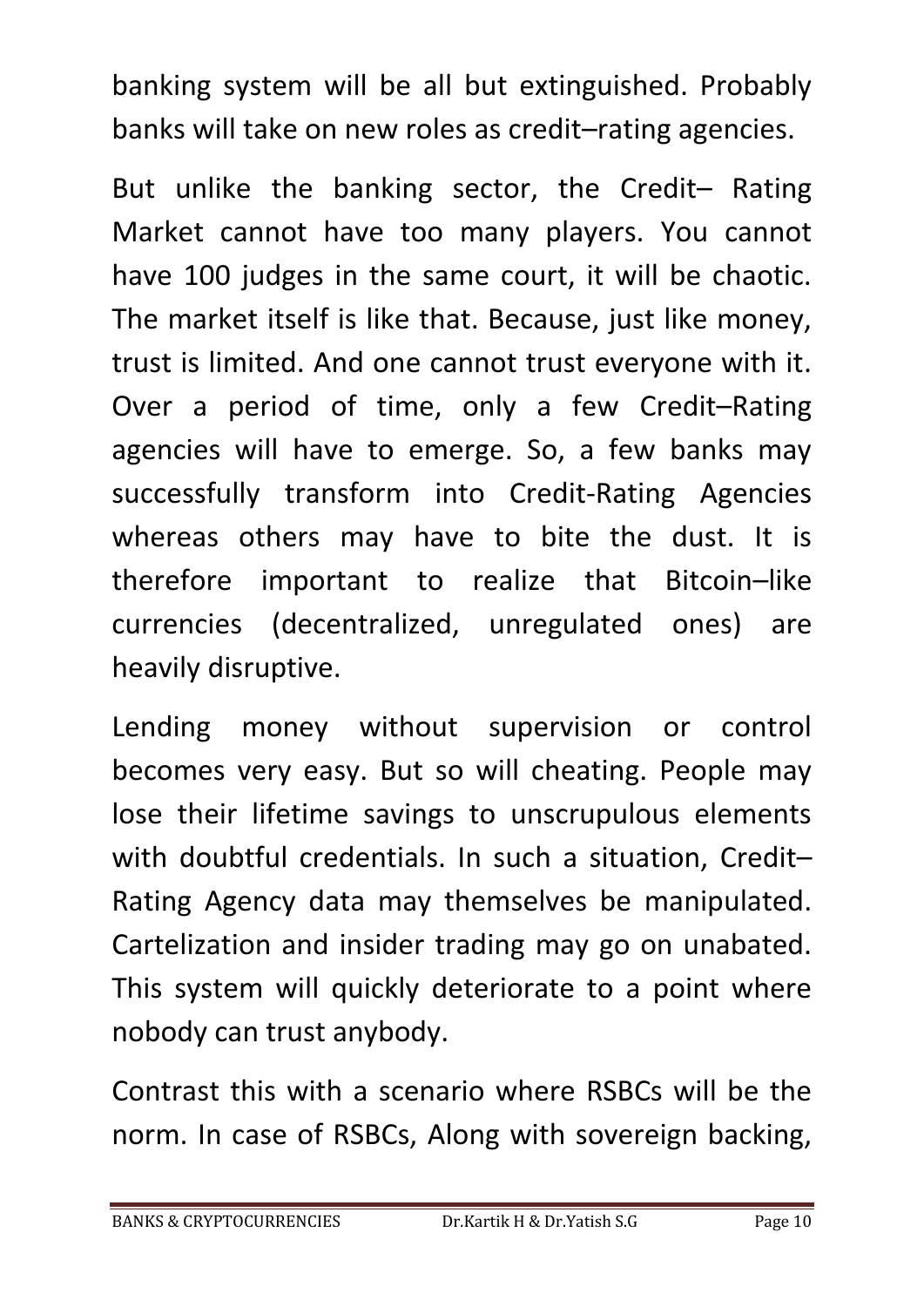banking system will be all but extinguished. Probably banks will take on new roles as credit–rating agencies.

But unlike the banking sector, the Credit– Rating Market cannot have too many players. You cannot have 100 judges in the same court, it will be chaotic. The market itself is like that. Because, just like money, trust is limited. And one cannot trust everyone with it. Over a period of time, only a few Credit–Rating agencies will have to emerge. So, a few banks may successfully transform into Credit-Rating Agencies whereas others may have to bite the dust. It is therefore important to realize that Bitcoin–like currencies (decentralized, unregulated ones) are heavily disruptive.

Lending money without supervision or control becomes very easy. But so will cheating. People may lose their lifetime savings to unscrupulous elements with doubtful credentials. In such a situation, Credit–Rating Agency data may themselves be manipulated. Cartelization and insider trading may go on unabated. This system will quickly deteriorate to a point where nobody can trust anybody.

Contrast this with a scenario where RSBCs will be the norm. In case of RSBCs, Along with sovereign backing,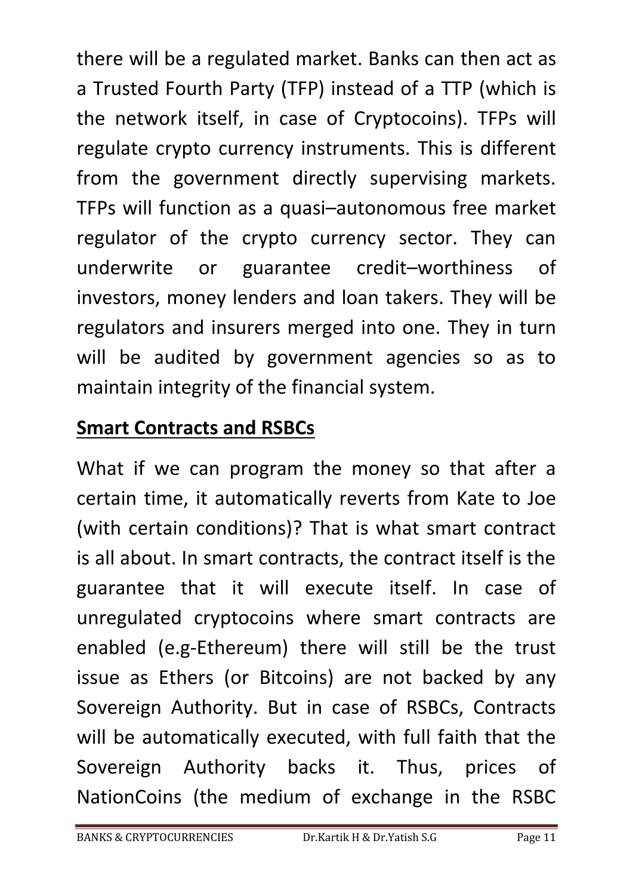there will be a regulated market. Banks can then act as a Trusted Fourth Party (TFP) instead of a TTP (which is the network itself, in case of Cryptocoins). TFPs will regulate crypto currency instruments. This is different from the government directly supervising markets. TFPs will function as a quasi–autonomous free market regulator of the crypto currency sector. They can underwrite or guarantee credit–worthiness of investors, money lenders and loan takers. They will be regulators and insurers merged into one. They in turn will be audited by government agencies so as to maintain integrity of the financial system.

## Smart Contracts and RSBCs

What if we can program the money so that after a certain time, it automatically reverts from Kate to Joe (with certain conditions)? That is what smart contract is all about. In smart contracts, the contract itself is the guarantee that it will execute itself. In case of unregulated cryptocoins where smart contracts are enabled (e.g-Ethereum) there will still be the trust issue as Ethers (or Bitcoins) are not backed by any Sovereign Authority. But in case of RSBCs, Contracts will be automatically executed, with full faith that the Sovereign Authority backs it. Thus, prices of NationCoins (the medium of exchange in the RSBC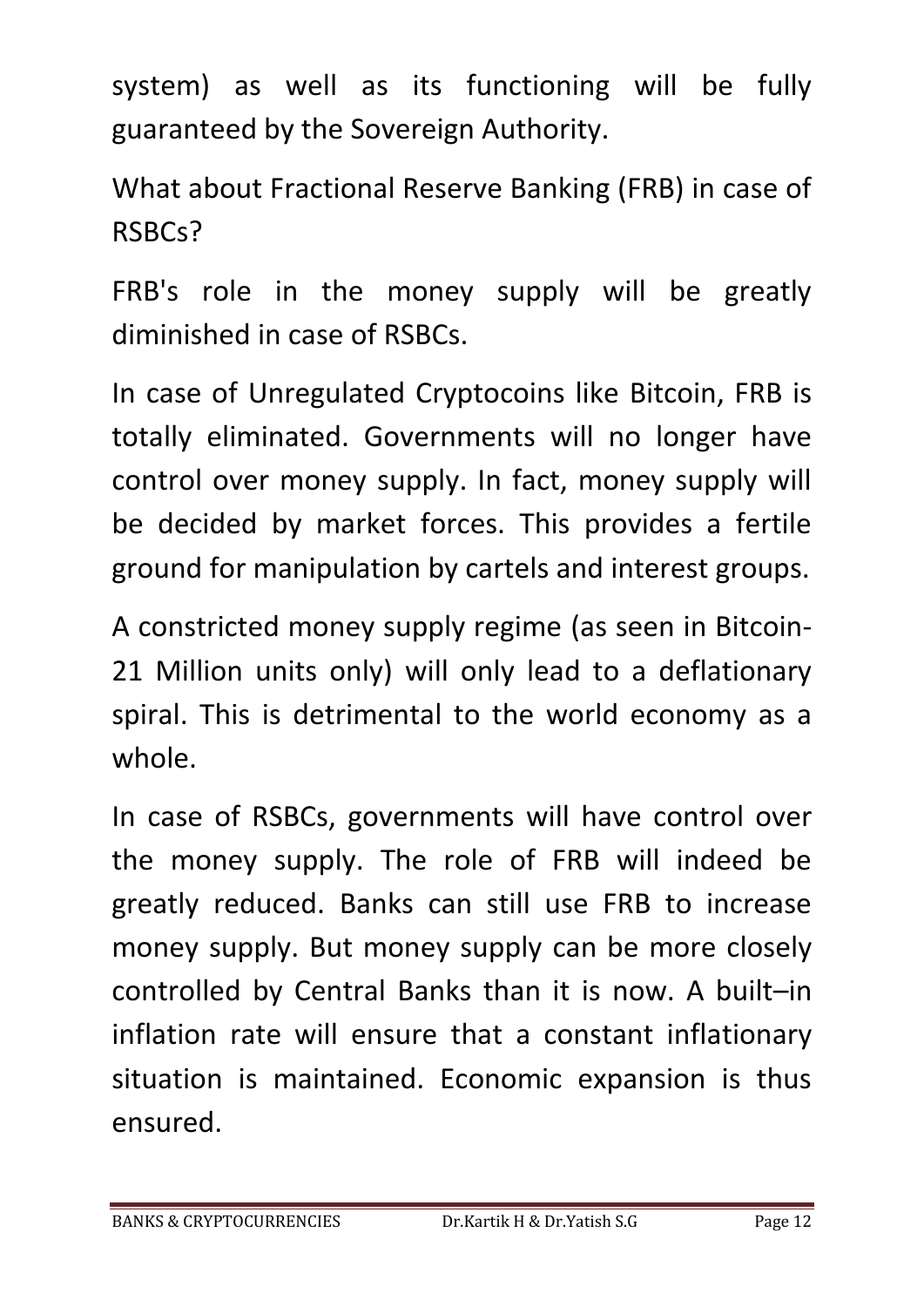system) as well as its functioning will be fully guaranteed by the Sovereign Authority.

What about Fractional Reserve Banking (FRB) in case of RSBCs?

FRB's role in the money supply will be greatly diminished in case of RSBCs.

In case of Unregulated Cryptocoins like Bitcoin, FRB is totally eliminated. Governments will no longer have control over money supply. In fact, money supply will be decided by market forces. This provides a fertile ground for manipulation by cartels and interest groups.

A constricted money supply regime (as seen in Bitcoin- 21 Million units only) will only lead to a deflationary spiral. This is detrimental to the world economy as a whole.

In case of RSBCs, governments will have control over the money supply. The role of FRB will indeed be greatly reduced. Banks can still use FRB to increase money supply. But money supply can be more closely controlled by Central Banks than it is now. A built–in inflation rate will ensure that a constant inflationary situation is maintained. Economic expansion is thus ensured.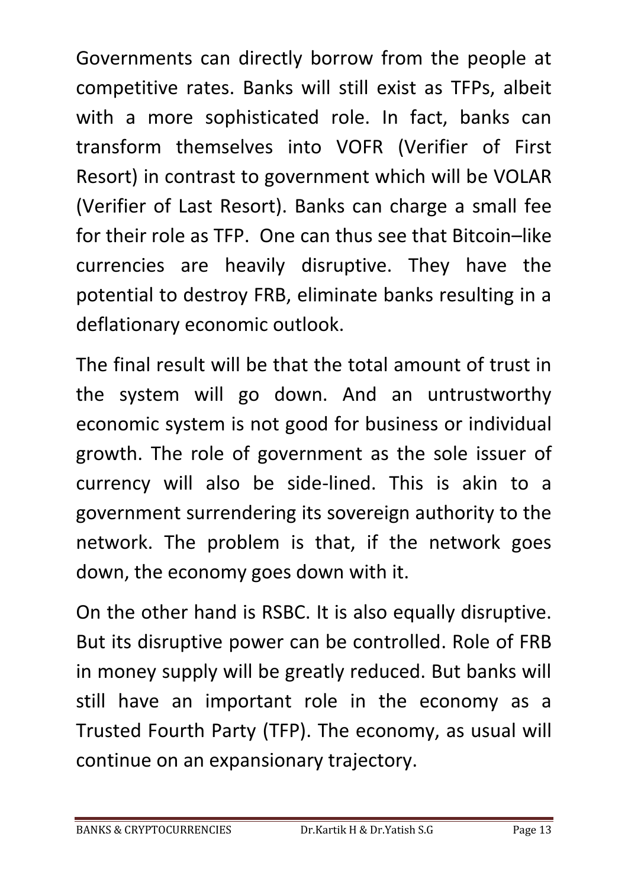Governments can directly borrow from the people at competitive rates. Banks will still exist as TFPs, albeit with a more sophisticated role. In fact, banks can transform themselves into VOFR (Verifier of First Resort) in contrast to government which will be VOLAR (Verifier of Last Resort). Banks can charge a small fee for their role as TFP. One can thus see that Bitcoin–like currencies are heavily disruptive. They have the potential to destroy FRB, eliminate banks resulting in a deflationary economic outlook.

The final result will be that the total amount of trust in the system will go down. And an untrustworthy economic system is not good for business or individual growth. The role of government as the sole issuer of currency will also be side-lined. This is akin to a government surrendering its sovereign authority to the network. The problem is that, if the network goes down, the economy goes down with it.

On the other hand is RSBC. It is also equally disruptive. But its disruptive power can be controlled. Role of FRB in money supply will be greatly reduced. But banks will still have an important role in the economy as a Trusted Fourth Party (TFP). The economy, as usual will continue on an expansionary trajectory.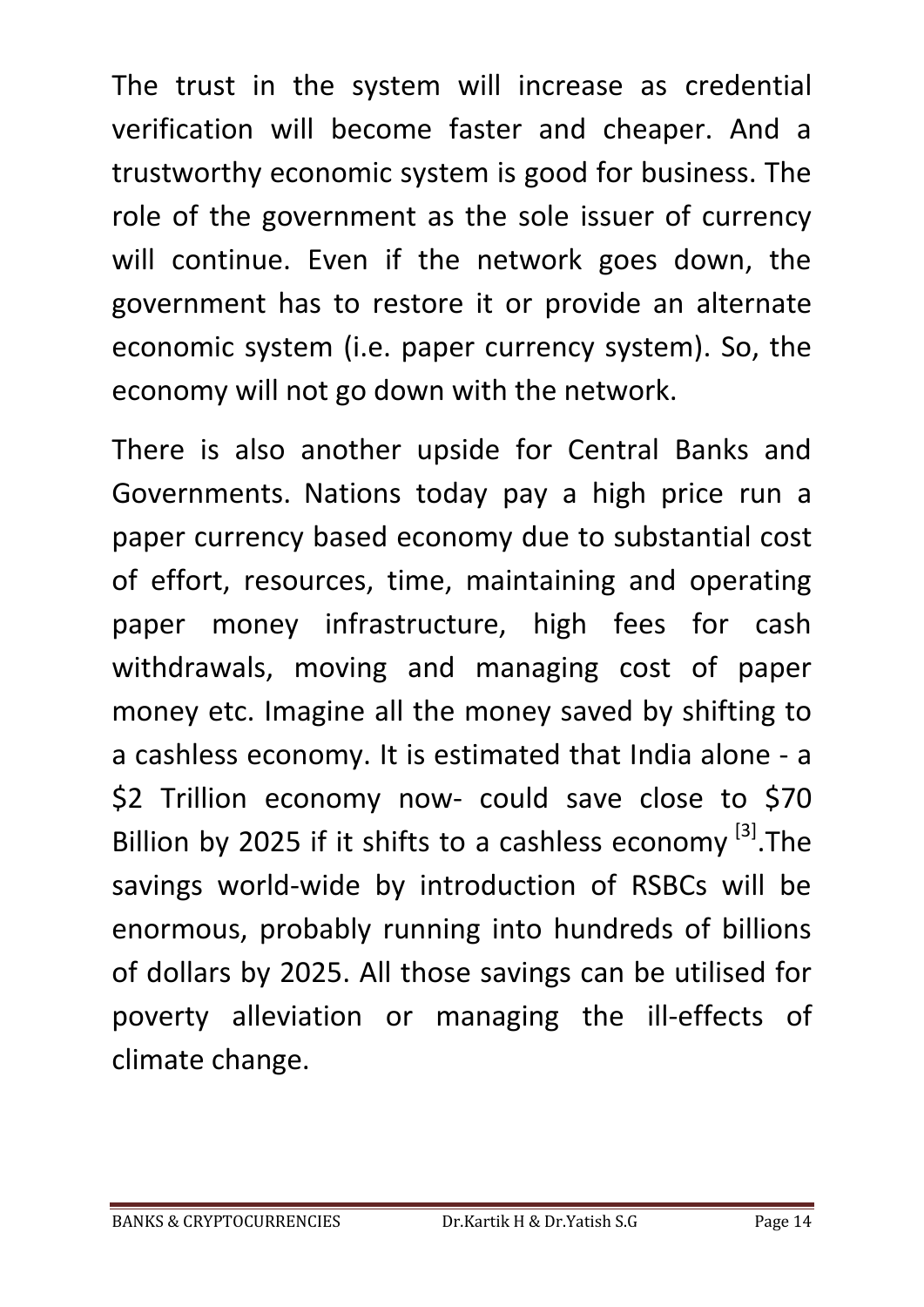The trust in the system will increase as credential verification will become faster and cheaper. And a trustworthy economic system is good for business. The role of the government as the sole issuer of currency will continue. Even if the network goes down, the government has to restore it or provide an alternate economic system (i.e. paper currency system). So, the economy will not go down with the network.

There is also another upside for Central Banks and Governments. Nations today pay a high price run a paper currency based economy due to substantial cost of effort, resources, time, maintaining and operating paper money infrastructure, high fees for cash withdrawals, moving and managing cost of paper money etc. Imagine all the money saved by shifting to a cashless economy. It is estimated that India alone - a $2 Trillion economy now- could save close to $70 Billion by 2025 if it shifts to a cashless economy [3].The savings world-wide by introduction of RSBCs will be enormous, probably running into hundreds of billions of dollars by 2025. All those savings can be utilised for poverty alleviation or managing the ill-effects of climate change.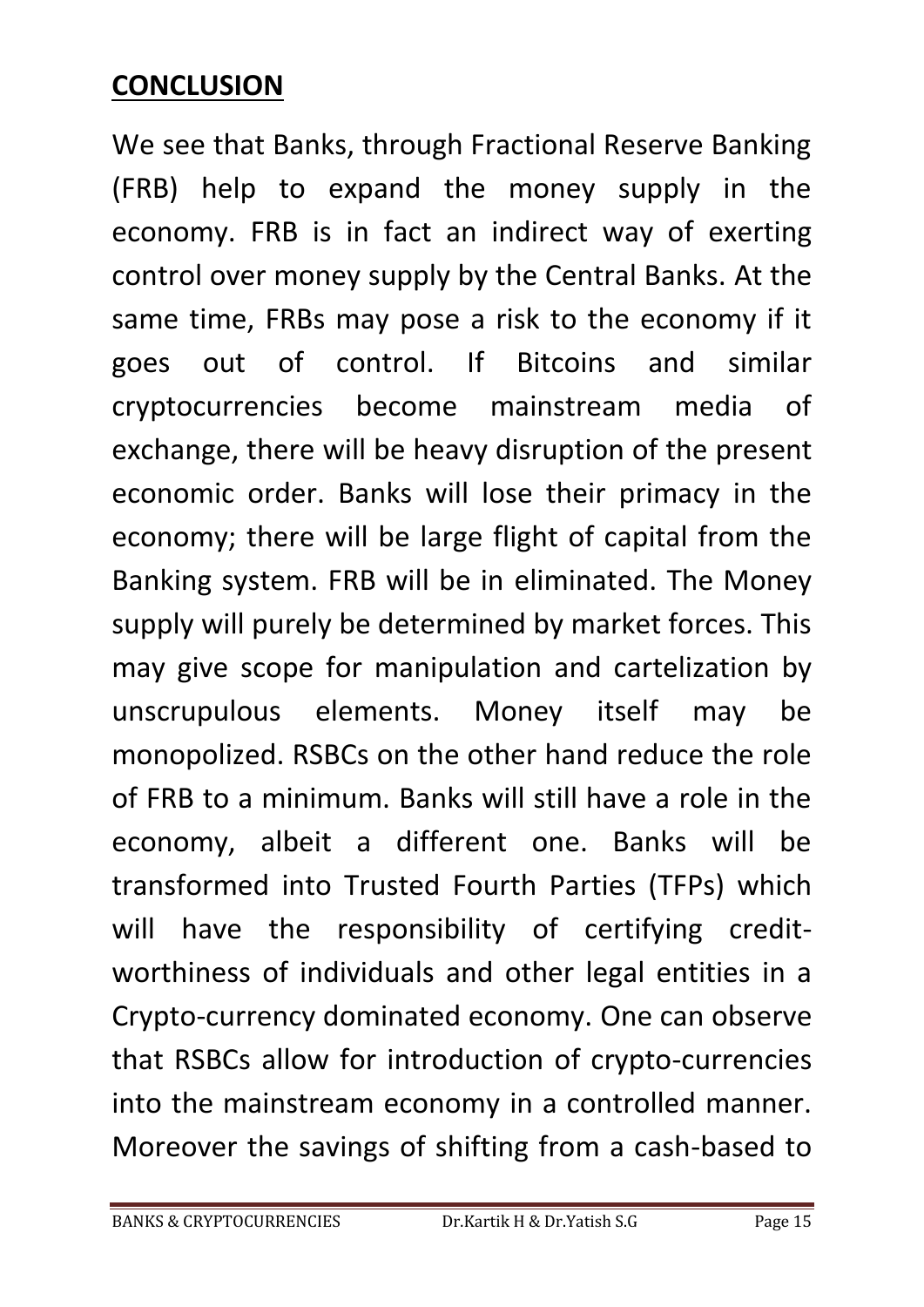## CONCLUSION

We see that Banks, through Fractional Reserve Banking (FRB) help to expand the money supply in the economy. FRB is in fact an indirect way of exerting control over money supply by the Central Banks. At the same time, FRBs may pose a risk to the economy if it goes out of control. If Bitcoins and similar cryptocurrencies become mainstream media of exchange, there will be heavy disruption of the present economic order. Banks will lose their primacy in the economy; there will be large flight of capital from the Banking system. FRB will be in eliminated. The Money supply will purely be determined by market forces. This may give scope for manipulation and cartelization by unscrupulous elements. Money itself may be monopolized. RSBCs on the other hand reduce the role of FRB to a minimum. Banks will still have a role in the economy, albeit a different one. Banks will be transformed into Trusted Fourth Parties (TFPs) which will have the responsibility of certifying credit-worthiness of individuals and other legal entities in a Crypto-currency dominated economy. One can observe that RSBCs allow for introduction of crypto-currencies into the mainstream economy in a controlled manner. Moreover the savings of shifting from a cash-based to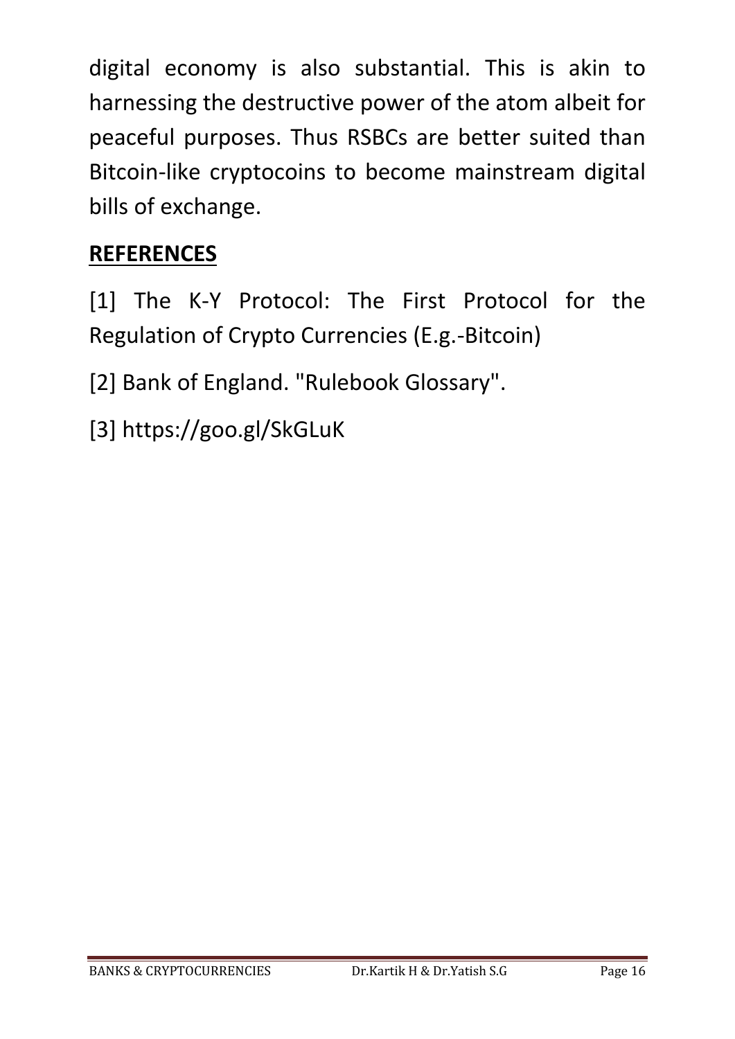digital economy is also substantial. This is akin to harnessing the destructive power of the atom albeit for peaceful purposes. Thus RSBCs are better suited than Bitcoin-like cryptocoins to become mainstream digital bills of exchange.

## REFERENCES

[1] The K-Y Protocol: The First Protocol for the Regulation of Crypto Currencies (E.g.-Bitcoin)

[2] Bank of England. "Rulebook Glossary".

[3] https://goo.gl/SkGLuK